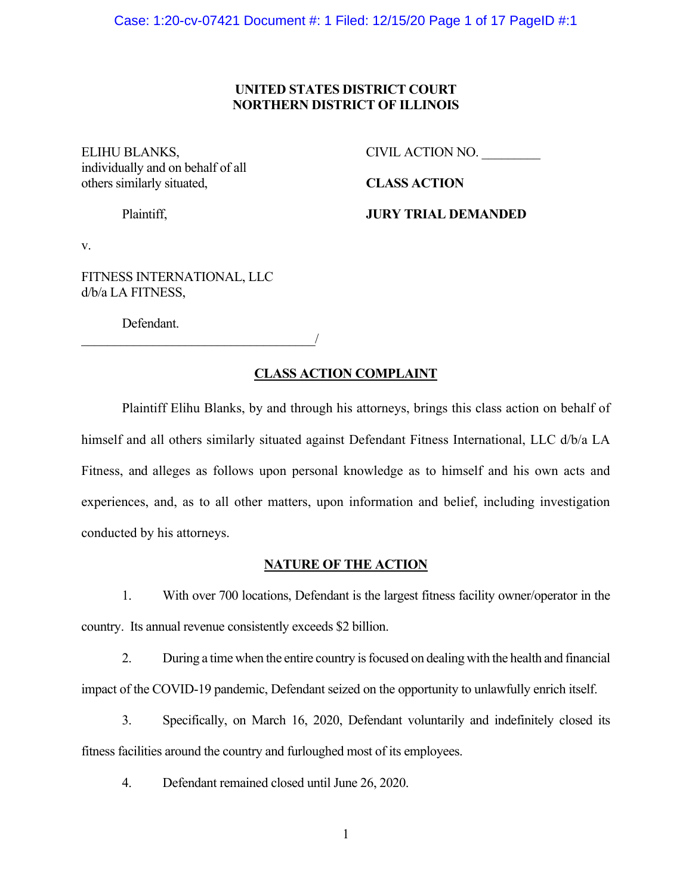**UNITED STATES DISTRICT COURT**
**NORTHERN DISTRICT OF ILLINOIS**

ELIHU BLANKS,
individually and on behalf of all
others similarly situated,

Plaintiff,

v.

FITNESS INTERNATIONAL, LLC
d/b/a LA FITNESS,

Defendant.
\_\_\_\_\_\_\_\_\_\_\_\_\_\_\_\_\_\_\_\_\_\_\_\_\_\_\_\_\_\_\_\_\_\_\_\_/

CIVIL ACTION NO. \_\_\_\_\_\_\_\_\_

**CLASS ACTION**

**JURY TRIAL DEMANDED**

## CLASS ACTION COMPLAINT

Plaintiff Elihu Blanks, by and through his attorneys, brings this class action on behalf of himself and all others similarly situated against Defendant Fitness International, LLC d/b/a LA Fitness, and alleges as follows upon personal knowledge as to himself and his own acts and experiences, and, as to all other matters, upon information and belief, including investigation conducted by his attorneys.

## NATURE OF THE ACTION

1. With over 700 locations, Defendant is the largest fitness facility owner/operator in the country. Its annual revenue consistently exceeds $2 billion.

2. During a time when the entire country is focused on dealing with the health and financial impact of the COVID-19 pandemic, Defendant seized on the opportunity to unlawfully enrich itself.

3. Specifically, on March 16, 2020, Defendant voluntarily and indefinitely closed its fitness facilities around the country and furloughed most of its employees.

4. Defendant remained closed until June 26, 2020.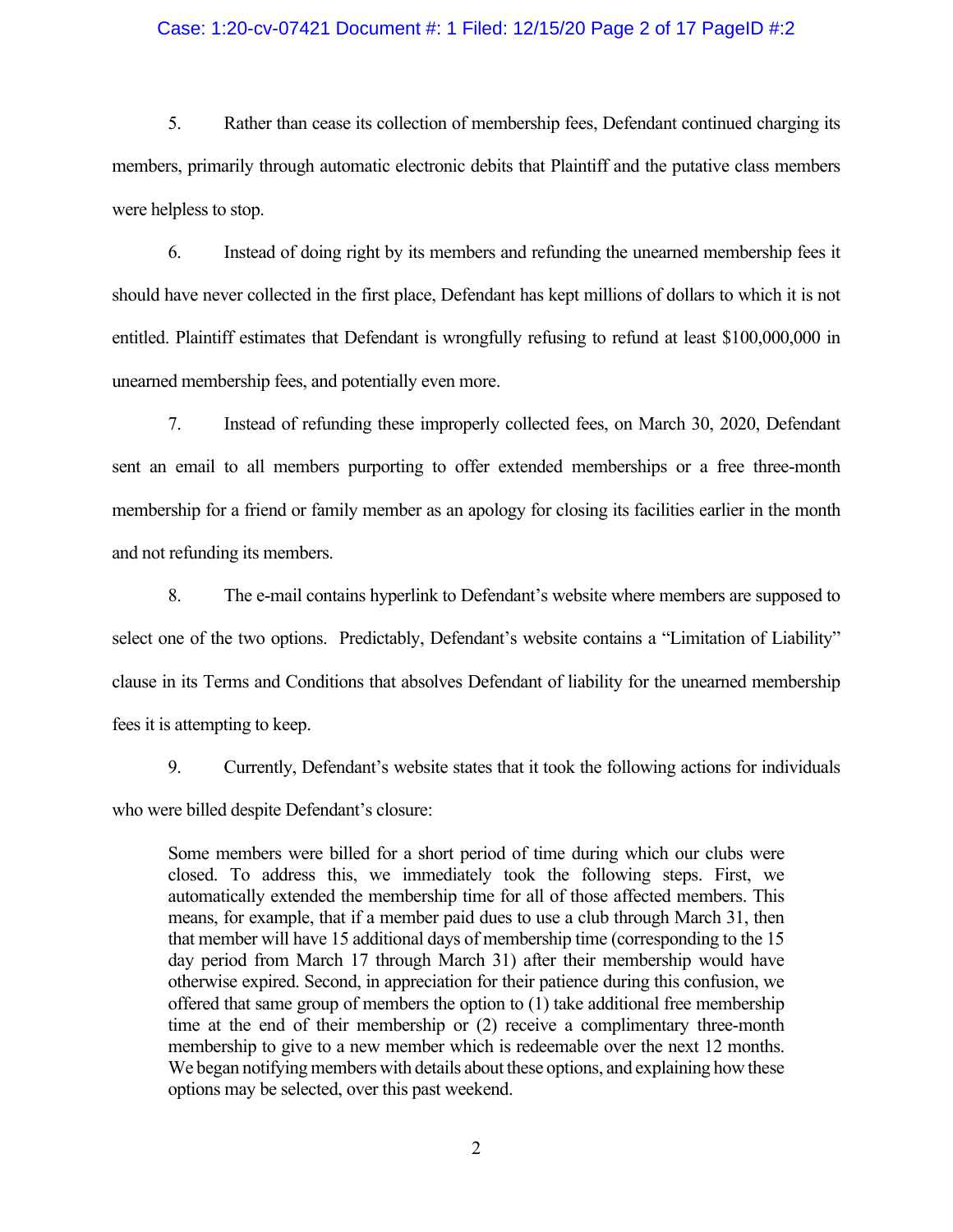5. Rather than cease its collection of membership fees, Defendant continued charging its members, primarily through automatic electronic debits that Plaintiff and the putative class members were helpless to stop.

6. Instead of doing right by its members and refunding the unearned membership fees it should have never collected in the first place, Defendant has kept millions of dollars to which it is not entitled. Plaintiff estimates that Defendant is wrongfully refusing to refund at least $100,000,000 in unearned membership fees, and potentially even more.

7. Instead of refunding these improperly collected fees, on March 30, 2020, Defendant sent an email to all members purporting to offer extended memberships or a free three-month membership for a friend or family member as an apology for closing its facilities earlier in the month and not refunding its members.

8. The e-mail contains hyperlink to Defendant's website where members are supposed to select one of the two options. Predictably, Defendant's website contains a "Limitation of Liability" clause in its Terms and Conditions that absolves Defendant of liability for the unearned membership fees it is attempting to keep.

9. Currently, Defendant's website states that it took the following actions for individuals who were billed despite Defendant's closure:

> Some members were billed for a short period of time during which our clubs were closed. To address this, we immediately took the following steps. First, we automatically extended the membership time for all of those affected members. This means, for example, that if a member paid dues to use a club through March 31, then that member will have 15 additional days of membership time (corresponding to the 15 day period from March 17 through March 31) after their membership would have otherwise expired. Second, in appreciation for their patience during this confusion, we offered that same group of members the option to (1) take additional free membership time at the end of their membership or (2) receive a complimentary three-month membership to give to a new member which is redeemable over the next 12 months. We began notifying members with details about these options, and explaining how these options may be selected, over this past weekend.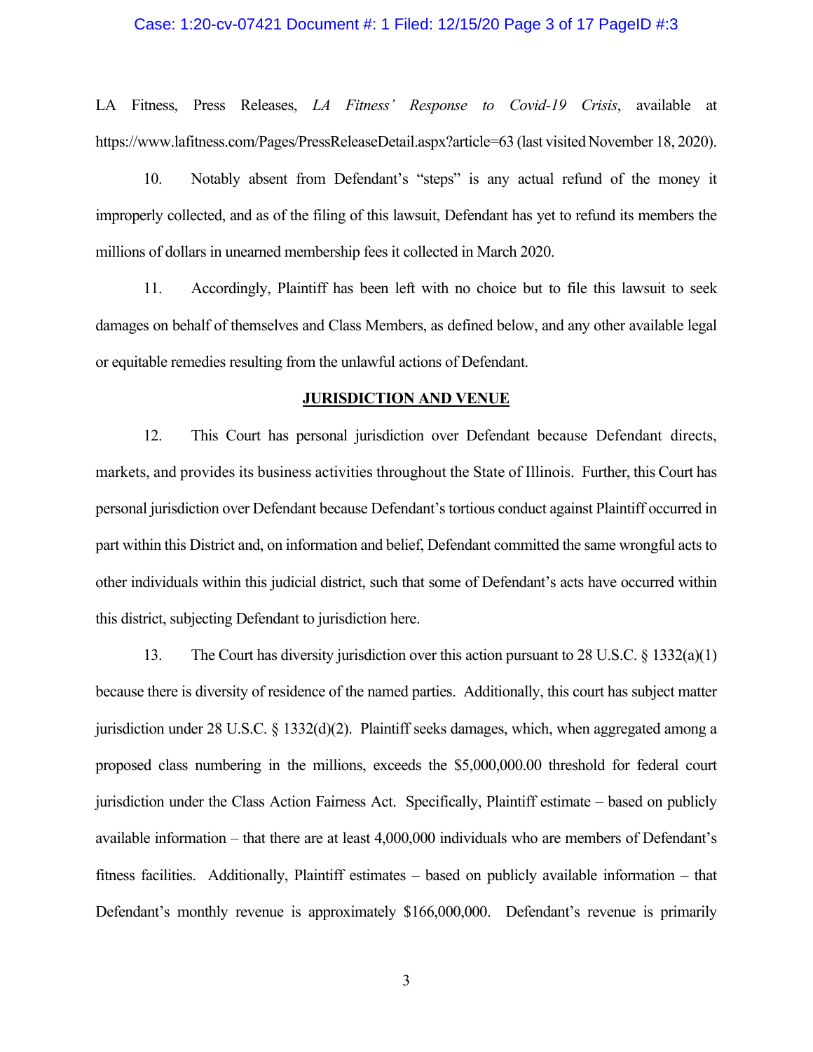LA Fitness, Press Releases, *LA Fitness' Response to Covid-19 Crisis*, available at https://www.lafitness.com/Pages/PressReleaseDetail.aspx?article=63 (last visited November 18, 2020).

10. Notably absent from Defendant's "steps" is any actual refund of the money it improperly collected, and as of the filing of this lawsuit, Defendant has yet to refund its members the millions of dollars in unearned membership fees it collected in March 2020.

11. Accordingly, Plaintiff has been left with no choice but to file this lawsuit to seek damages on behalf of themselves and Class Members, as defined below, and any other available legal or equitable remedies resulting from the unlawful actions of Defendant.

## JURISDICTION AND VENUE

12. This Court has personal jurisdiction over Defendant because Defendant directs, markets, and provides its business activities throughout the State of Illinois. Further, this Court has personal jurisdiction over Defendant because Defendant's tortious conduct against Plaintiff occurred in part within this District and, on information and belief, Defendant committed the same wrongful acts to other individuals within this judicial district, such that some of Defendant's acts have occurred within this district, subjecting Defendant to jurisdiction here.

13. The Court has diversity jurisdiction over this action pursuant to 28 U.S.C. § 1332(a)(1) because there is diversity of residence of the named parties. Additionally, this court has subject matter jurisdiction under 28 U.S.C. § 1332(d)(2). Plaintiff seeks damages, which, when aggregated among a proposed class numbering in the millions, exceeds the $5,000,000.00 threshold for federal court jurisdiction under the Class Action Fairness Act. Specifically, Plaintiff estimate – based on publicly available information – that there are at least 4,000,000 individuals who are members of Defendant's fitness facilities. Additionally, Plaintiff estimates – based on publicly available information – that Defendant's monthly revenue is approximately $166,000,000. Defendant's revenue is primarily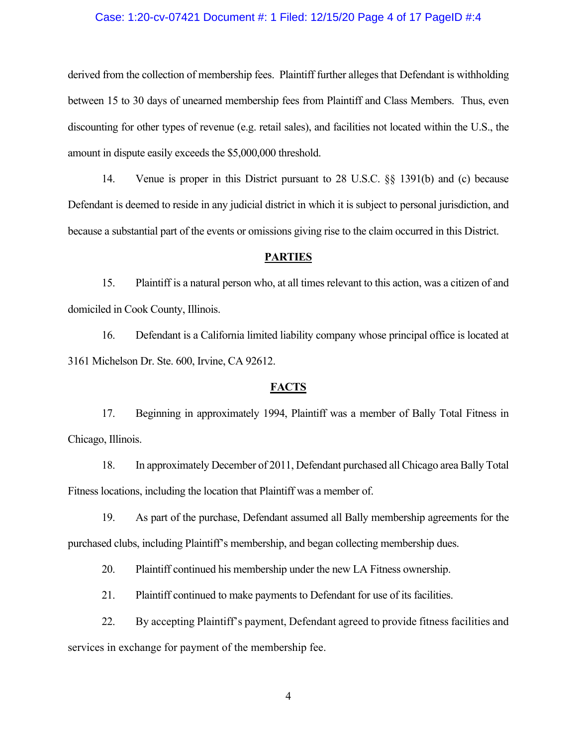derived from the collection of membership fees. Plaintiff further alleges that Defendant is withholding between 15 to 30 days of unearned membership fees from Plaintiff and Class Members. Thus, even discounting for other types of revenue (e.g. retail sales), and facilities not located within the U.S., the amount in dispute easily exceeds the $5,000,000 threshold.

14. Venue is proper in this District pursuant to 28 U.S.C. §§ 1391(b) and (c) because Defendant is deemed to reside in any judicial district in which it is subject to personal jurisdiction, and because a substantial part of the events or omissions giving rise to the claim occurred in this District.

## PARTIES

15. Plaintiff is a natural person who, at all times relevant to this action, was a citizen of and domiciled in Cook County, Illinois.

16. Defendant is a California limited liability company whose principal office is located at 3161 Michelson Dr. Ste. 600, Irvine, CA 92612.

## FACTS

17. Beginning in approximately 1994, Plaintiff was a member of Bally Total Fitness in Chicago, Illinois.

18. In approximately December of 2011, Defendant purchased all Chicago area Bally Total Fitness locations, including the location that Plaintiff was a member of.

19. As part of the purchase, Defendant assumed all Bally membership agreements for the purchased clubs, including Plaintiff's membership, and began collecting membership dues.

20. Plaintiff continued his membership under the new LA Fitness ownership.

21. Plaintiff continued to make payments to Defendant for use of its facilities.

22. By accepting Plaintiff's payment, Defendant agreed to provide fitness facilities and services in exchange for payment of the membership fee.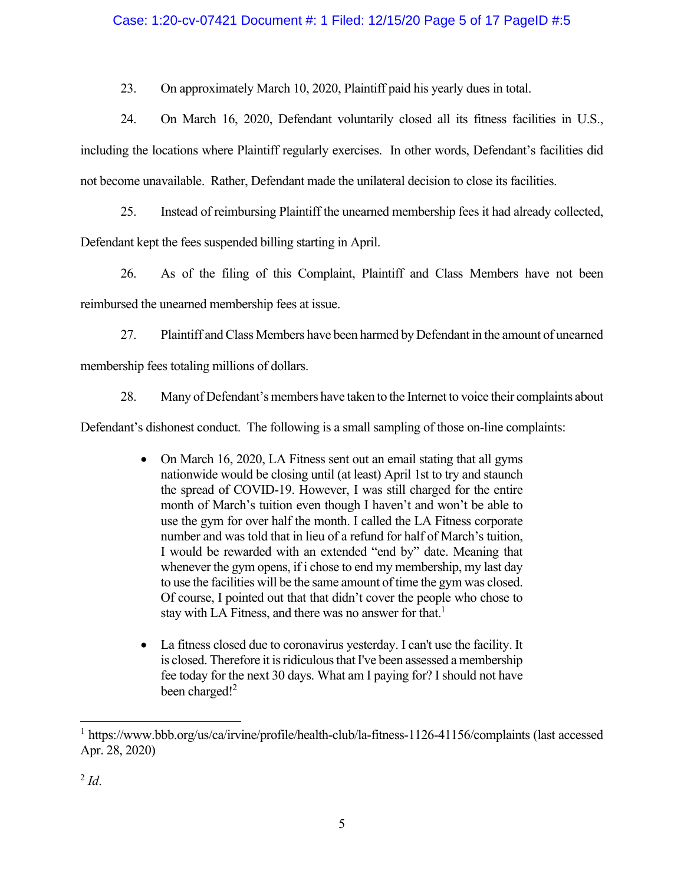23. On approximately March 10, 2020, Plaintiff paid his yearly dues in total.

24. On March 16, 2020, Defendant voluntarily closed all its fitness facilities in U.S., including the locations where Plaintiff regularly exercises. In other words, Defendant's facilities did not become unavailable. Rather, Defendant made the unilateral decision to close its facilities.

25. Instead of reimbursing Plaintiff the unearned membership fees it had already collected, Defendant kept the fees suspended billing starting in April.

26. As of the filing of this Complaint, Plaintiff and Class Members have not been reimbursed the unearned membership fees at issue.

27. Plaintiff and Class Members have been harmed by Defendant in the amount of unearned membership fees totaling millions of dollars.

28. Many of Defendant's members have taken to the Internet to voice their complaints about Defendant's dishonest conduct. The following is a small sampling of those on-line complaints:

> - On March 16, 2020, LA Fitness sent out an email stating that all gyms nationwide would be closing until (at least) April 1st to try and staunch the spread of COVID-19. However, I was still charged for the entire month of March's tuition even though I haven't and won't be able to use the gym for over half the month. I called the LA Fitness corporate number and was told that in lieu of a refund for half of March's tuition, I would be rewarded with an extended "end by" date. Meaning that whenever the gym opens, if i chose to end my membership, my last day to use the facilities will be the same amount of time the gym was closed. Of course, I pointed out that that didn't cover the people who chose to stay with LA Fitness, and there was no answer for that.[1]
>
> - La fitness closed due to coronavirus yesterday. I can't use the facility. It is closed. Therefore it is ridiculous that I've been assessed a membership fee today for the next 30 days. What am I paying for? I should not have been charged![2]

---

[1] https://www.bbb.org/us/ca/irvine/profile/health-club/la-fitness-1126-41156/complaints (last accessed Apr. 28, 2020)

[2] *Id*.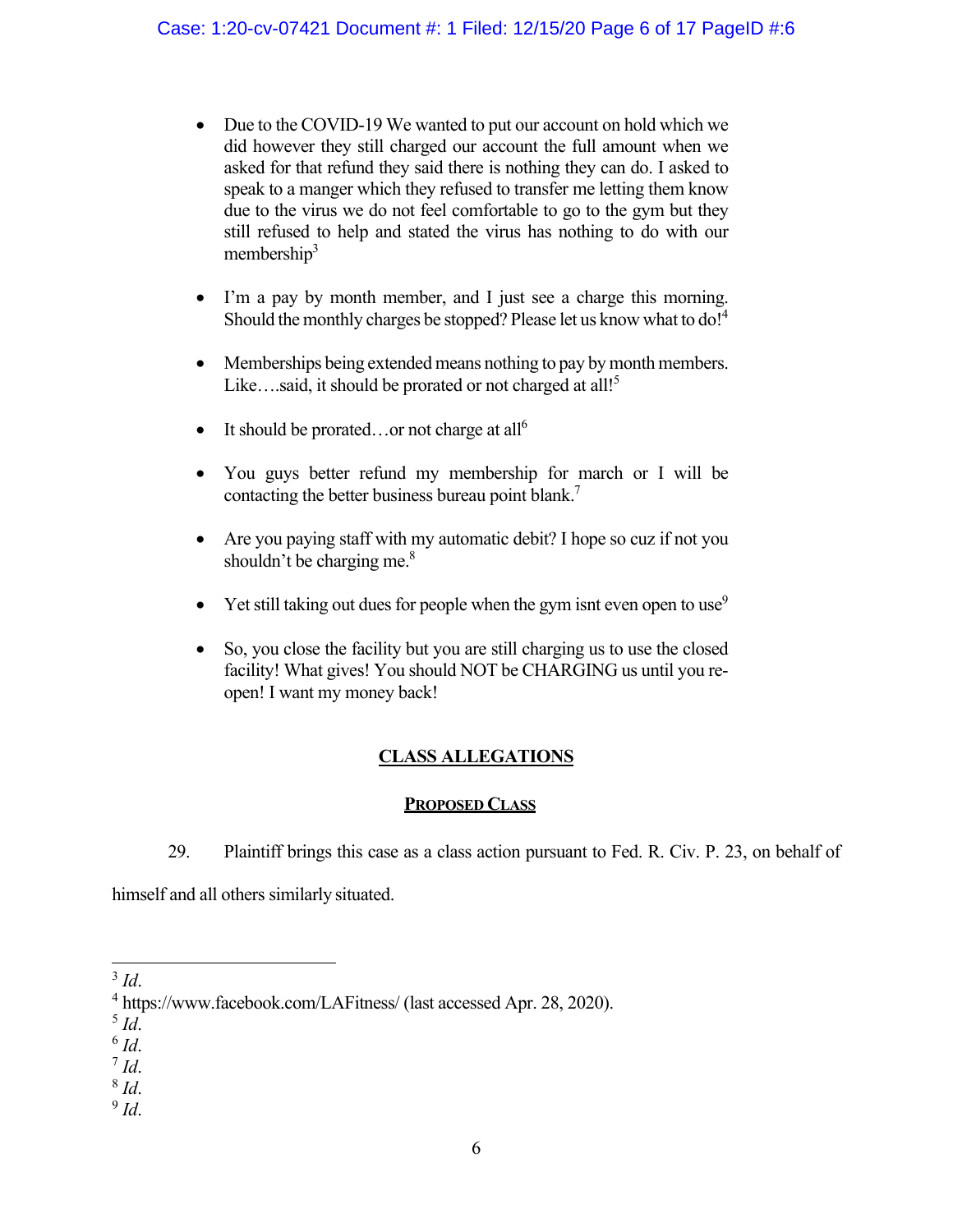- Due to the COVID-19 We wanted to put our account on hold which we did however they still charged our account the full amount when we asked for that refund they said there is nothing they can do. I asked to speak to a manger which they refused to transfer me letting them know due to the virus we do not feel comfortable to go to the gym but they still refused to help and stated the virus has nothing to do with our membership[3]

- I'm a pay by month member, and I just see a charge this morning. Should the monthly charges be stopped? Please let us know what to do![4]

- Memberships being extended means nothing to pay by month members. Like….said, it should be prorated or not charged at all![5]

- It should be prorated…or not charge at all[6]

- You guys better refund my membership for march or I will be contacting the better business bureau point blank.[7]

- Are you paying staff with my automatic debit? I hope so cuz if not you shouldn't be charging me.[8]

- Yet still taking out dues for people when the gym isnt even open to use[9]

- So, you close the facility but you are still charging us to use the closed facility! What gives! You should NOT be CHARGING us until you re-open! I want my money back!

## CLASS ALLEGATIONS

### PROPOSED CLASS

29. Plaintiff brings this case as a class action pursuant to Fed. R. Civ. P. 23, on behalf of himself and all others similarly situated.

---

[3] *Id*.
[4] https://www.facebook.com/LAFitness/ (last accessed Apr. 28, 2020).
[5] *Id*.
[6] *Id*.
[7] *Id*.
[8] *Id*.
[9] *Id*.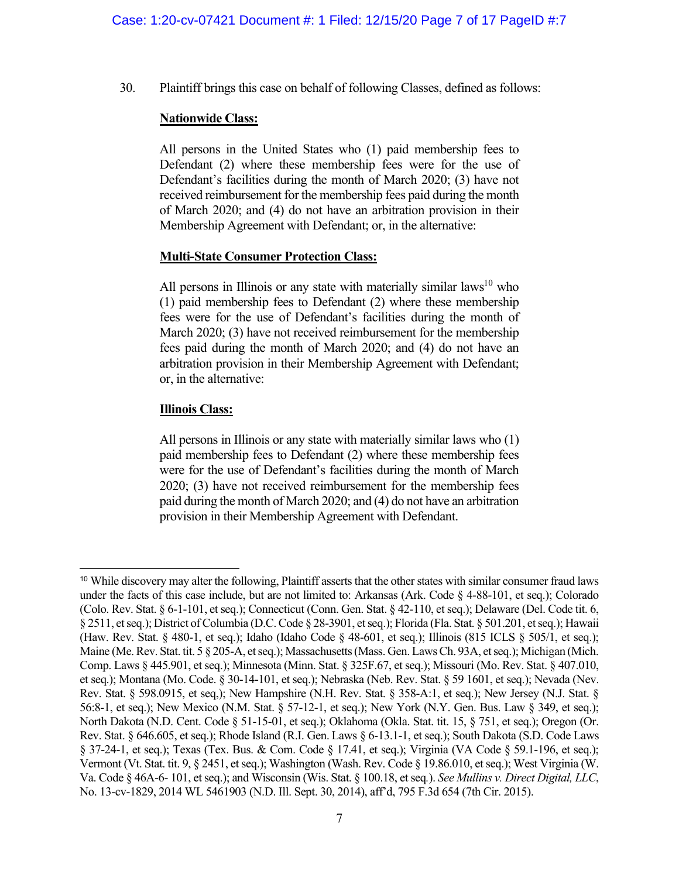30. Plaintiff brings this case on behalf of following Classes, defined as follows:

**<u>Nationwide Class:</u>**

All persons in the United States who (1) paid membership fees to Defendant (2) where these membership fees were for the use of Defendant's facilities during the month of March 2020; (3) have not received reimbursement for the membership fees paid during the month of March 2020; and (4) do not have an arbitration provision in their Membership Agreement with Defendant; or, in the alternative:

**<u>Multi-State Consumer Protection Class:</u>**

All persons in Illinois or any state with materially similar laws[10] who (1) paid membership fees to Defendant (2) where these membership fees were for the use of Defendant's facilities during the month of March 2020; (3) have not received reimbursement for the membership fees paid during the month of March 2020; and (4) do not have an arbitration provision in their Membership Agreement with Defendant; or, in the alternative:

**<u>Illinois Class:</u>**

All persons in Illinois or any state with materially similar laws who (1) paid membership fees to Defendant (2) where these membership fees were for the use of Defendant's facilities during the month of March 2020; (3) have not received reimbursement for the membership fees paid during the month of March 2020; and (4) do not have an arbitration provision in their Membership Agreement with Defendant.

---

[10] While discovery may alter the following, Plaintiff asserts that the other states with similar consumer fraud laws under the facts of this case include, but are not limited to: Arkansas (Ark. Code § 4-88-101, et seq.); Colorado (Colo. Rev. Stat. § 6-1-101, et seq.); Connecticut (Conn. Gen. Stat. § 42-110, et seq.); Delaware (Del. Code tit. 6, § 2511, et seq.); District of Columbia (D.C. Code § 28-3901, et seq.); Florida (Fla. Stat. § 501.201, et seq.); Hawaii (Haw. Rev. Stat. § 480-1, et seq.); Idaho (Idaho Code § 48-601, et seq.); Illinois (815 ICLS § 505/1, et seq.); Maine (Me. Rev. Stat. tit. 5 § 205-A, et seq.); Massachusetts (Mass. Gen. Laws Ch. 93A, et seq.); Michigan (Mich. Comp. Laws § 445.901, et seq.); Minnesota (Minn. Stat. § 325F.67, et seq.); Missouri (Mo. Rev. Stat. § 407.010, et seq.); Montana (Mo. Code. § 30-14-101, et seq.); Nebraska (Neb. Rev. Stat. § 59 1601, et seq.); Nevada (Nev. Rev. Stat. § 598.0915, et seq,); New Hampshire (N.H. Rev. Stat. § 358-A:1, et seq.); New Jersey (N.J. Stat. § 56:8-1, et seq.); New Mexico (N.M. Stat. § 57-12-1, et seq.); New York (N.Y. Gen. Bus. Law § 349, et seq.); North Dakota (N.D. Cent. Code § 51-15-01, et seq.); Oklahoma (Okla. Stat. tit. 15, § 751, et seq.); Oregon (Or. Rev. Stat. § 646.605, et seq.); Rhode Island (R.I. Gen. Laws § 6-13.1-1, et seq.); South Dakota (S.D. Code Laws § 37-24-1, et seq.); Texas (Tex. Bus. & Com. Code § 17.41, et seq.); Virginia (VA Code § 59.1-196, et seq.); Vermont (Vt. Stat. tit. 9, § 2451, et seq.); Washington (Wash. Rev. Code § 19.86.010, et seq.); West Virginia (W. Va. Code § 46A-6- 101, et seq.); and Wisconsin (Wis. Stat. § 100.18, et seq.). *See Mullins v. Direct Digital, LLC*, No. 13-cv-1829, 2014 WL 5461903 (N.D. Ill. Sept. 30, 2014), aff'd, 795 F.3d 654 (7th Cir. 2015).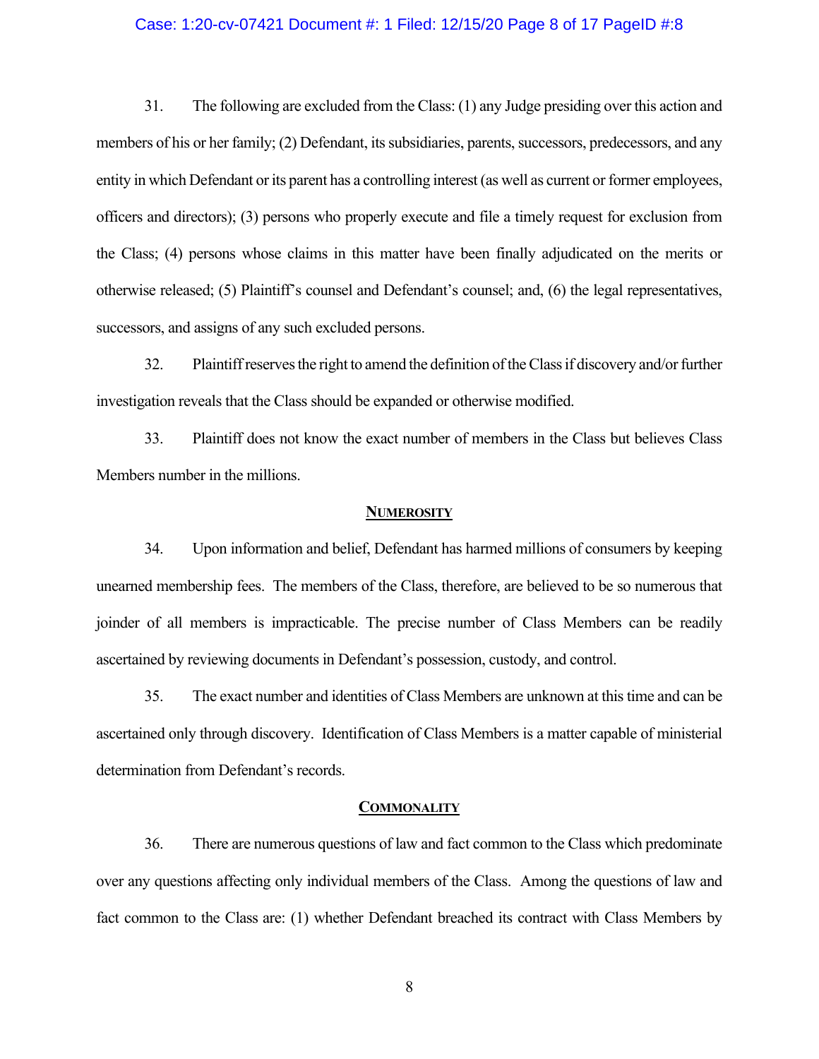31. The following are excluded from the Class: (1) any Judge presiding over this action and members of his or her family; (2) Defendant, its subsidiaries, parents, successors, predecessors, and any entity in which Defendant or its parent has a controlling interest (as well as current or former employees, officers and directors); (3) persons who properly execute and file a timely request for exclusion from the Class; (4) persons whose claims in this matter have been finally adjudicated on the merits or otherwise released; (5) Plaintiff's counsel and Defendant's counsel; and, (6) the legal representatives, successors, and assigns of any such excluded persons.

32. Plaintiff reserves the right to amend the definition of the Class if discovery and/or further investigation reveals that the Class should be expanded or otherwise modified.

33. Plaintiff does not know the exact number of members in the Class but believes Class Members number in the millions.

**NUMEROSITY**

34. Upon information and belief, Defendant has harmed millions of consumers by keeping unearned membership fees. The members of the Class, therefore, are believed to be so numerous that joinder of all members is impracticable. The precise number of Class Members can be readily ascertained by reviewing documents in Defendant's possession, custody, and control.

35. The exact number and identities of Class Members are unknown at this time and can be ascertained only through discovery. Identification of Class Members is a matter capable of ministerial determination from Defendant's records.

**COMMONALITY**

36. There are numerous questions of law and fact common to the Class which predominate over any questions affecting only individual members of the Class. Among the questions of law and fact common to the Class are: (1) whether Defendant breached its contract with Class Members by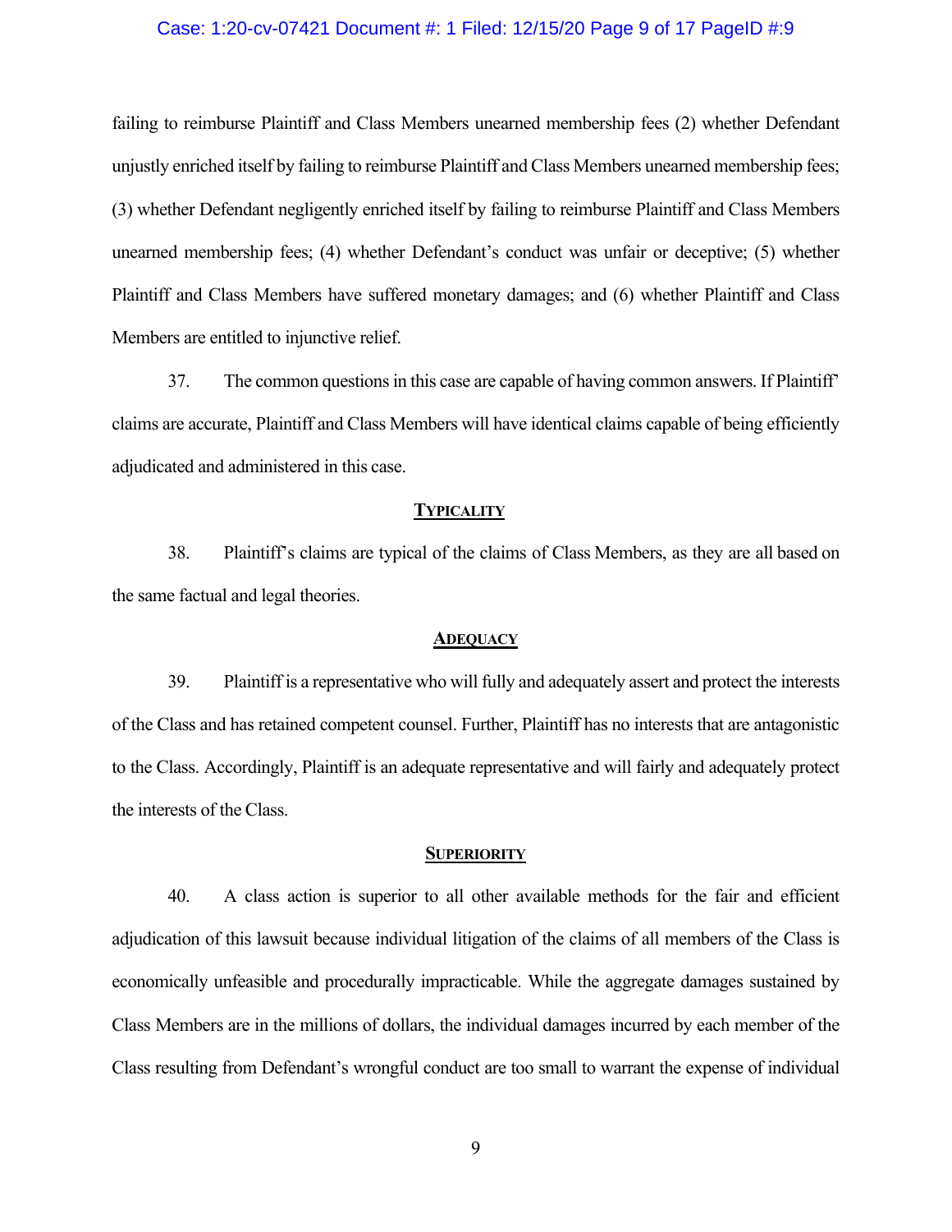failing to reimburse Plaintiff and Class Members unearned membership fees (2) whether Defendant unjustly enriched itself by failing to reimburse Plaintiff and Class Members unearned membership fees; (3) whether Defendant negligently enriched itself by failing to reimburse Plaintiff and Class Members unearned membership fees; (4) whether Defendant's conduct was unfair or deceptive; (5) whether Plaintiff and Class Members have suffered monetary damages; and (6) whether Plaintiff and Class Members are entitled to injunctive relief.

37. The common questions in this case are capable of having common answers. If Plaintiff' claims are accurate, Plaintiff and Class Members will have identical claims capable of being efficiently adjudicated and administered in this case.

**TYPICALITY**

38. Plaintiff's claims are typical of the claims of Class Members, as they are all based on the same factual and legal theories.

**ADEQUACY**

39. Plaintiff is a representative who will fully and adequately assert and protect the interests of the Class and has retained competent counsel. Further, Plaintiff has no interests that are antagonistic to the Class. Accordingly, Plaintiff is an adequate representative and will fairly and adequately protect the interests of the Class.

**SUPERIORITY**

40. A class action is superior to all other available methods for the fair and efficient adjudication of this lawsuit because individual litigation of the claims of all members of the Class is economically unfeasible and procedurally impracticable. While the aggregate damages sustained by Class Members are in the millions of dollars, the individual damages incurred by each member of the Class resulting from Defendant's wrongful conduct are too small to warrant the expense of individual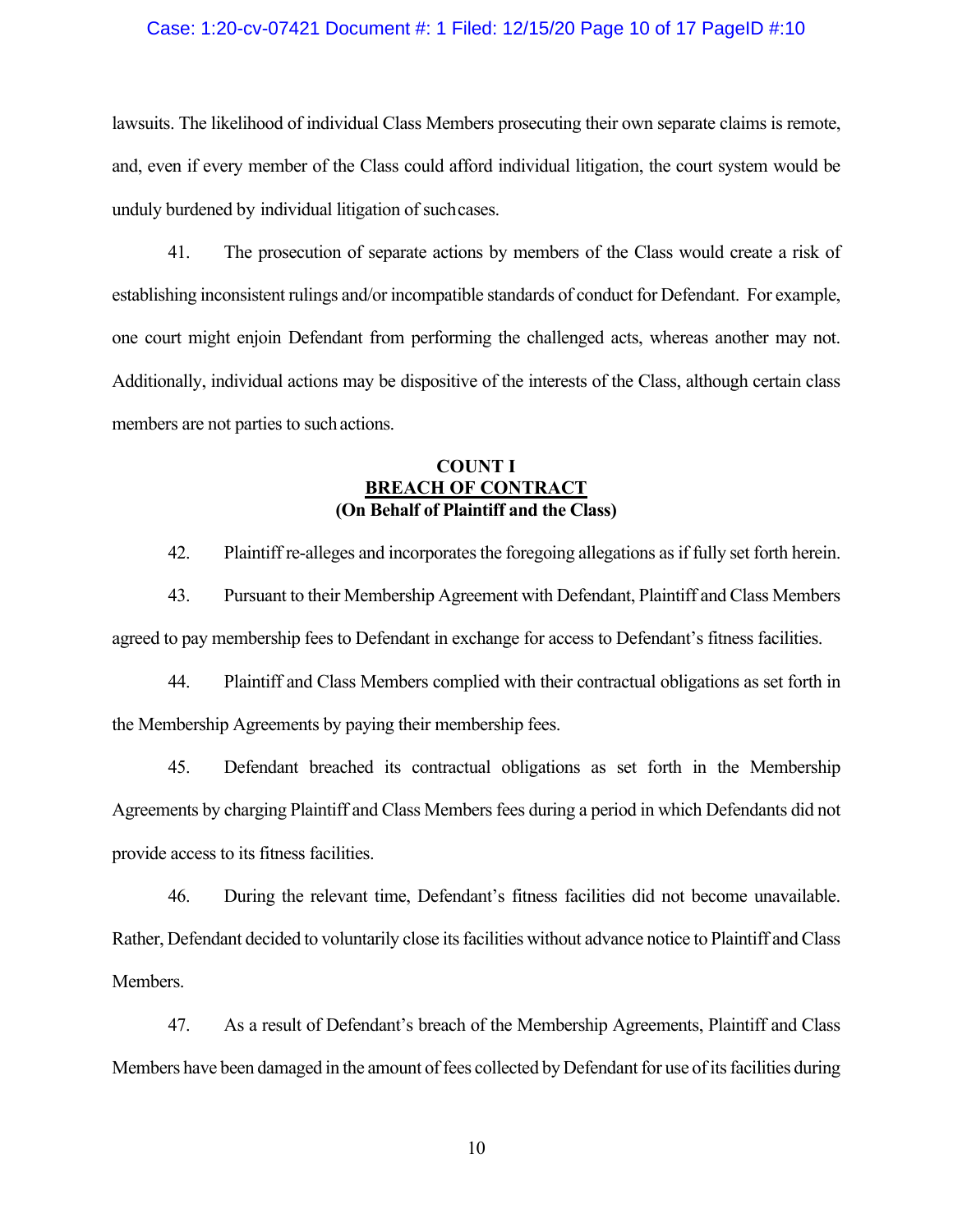lawsuits. The likelihood of individual Class Members prosecuting their own separate claims is remote, and, even if every member of the Class could afford individual litigation, the court system would be unduly burdened by individual litigation of such cases.

41. The prosecution of separate actions by members of the Class would create a risk of establishing inconsistent rulings and/or incompatible standards of conduct for Defendant. For example, one court might enjoin Defendant from performing the challenged acts, whereas another may not. Additionally, individual actions may be dispositive of the interests of the Class, although certain class members are not parties to such actions.

**COUNT I**
**BREACH OF CONTRACT**
**(On Behalf of Plaintiff and the Class)**

42. Plaintiff re-alleges and incorporates the foregoing allegations as if fully set forth herein.

43. Pursuant to their Membership Agreement with Defendant, Plaintiff and Class Members agreed to pay membership fees to Defendant in exchange for access to Defendant's fitness facilities.

44. Plaintiff and Class Members complied with their contractual obligations as set forth in the Membership Agreements by paying their membership fees.

45. Defendant breached its contractual obligations as set forth in the Membership Agreements by charging Plaintiff and Class Members fees during a period in which Defendants did not provide access to its fitness facilities.

46. During the relevant time, Defendant's fitness facilities did not become unavailable. Rather, Defendant decided to voluntarily close its facilities without advance notice to Plaintiff and Class Members.

47. As a result of Defendant's breach of the Membership Agreements, Plaintiff and Class Members have been damaged in the amount of fees collected by Defendant for use of its facilities during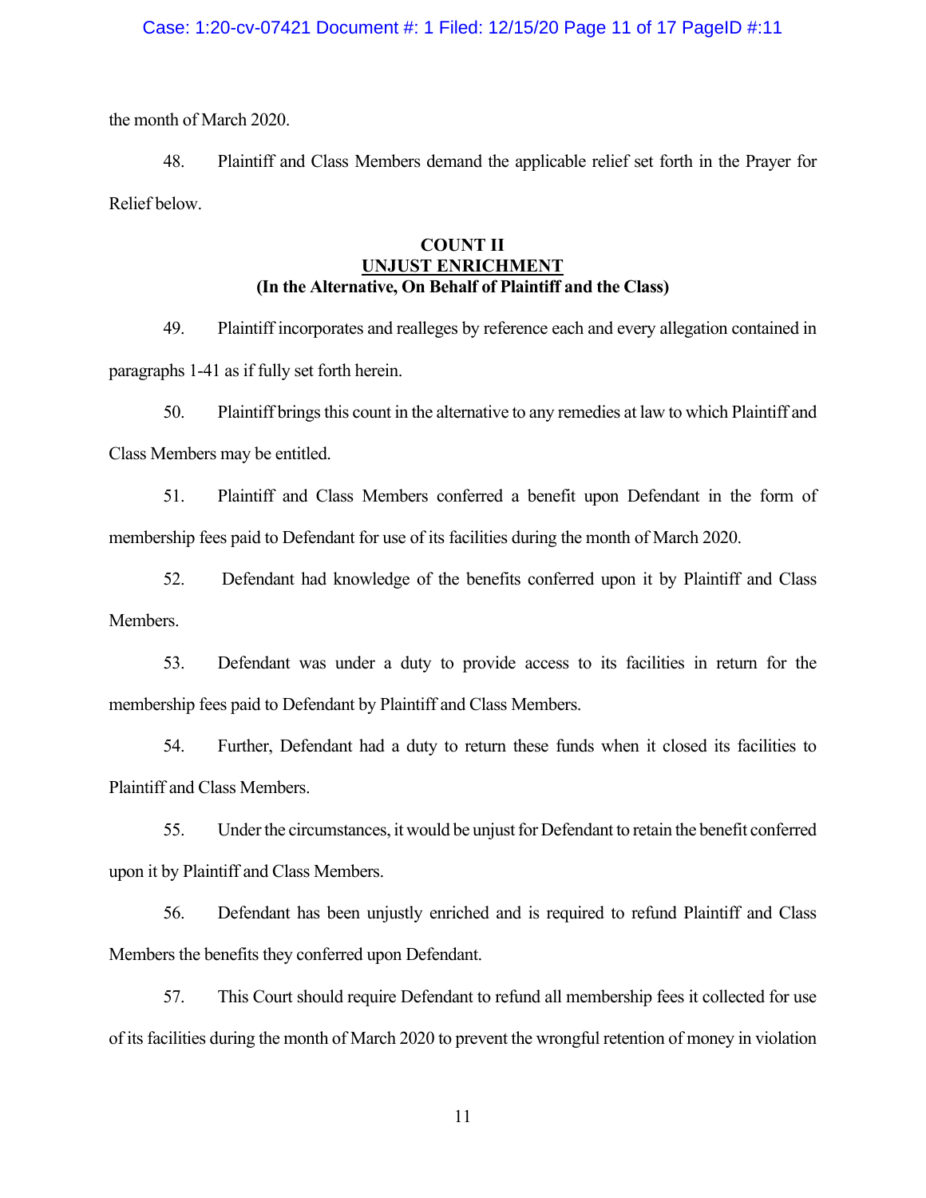the month of March 2020.

48. Plaintiff and Class Members demand the applicable relief set forth in the Prayer for Relief below.

**COUNT II**
**UNJUST ENRICHMENT**
**(In the Alternative, On Behalf of Plaintiff and the Class)**

49. Plaintiff incorporates and realleges by reference each and every allegation contained in paragraphs 1-41 as if fully set forth herein.

50. Plaintiff brings this count in the alternative to any remedies at law to which Plaintiff and Class Members may be entitled.

51. Plaintiff and Class Members conferred a benefit upon Defendant in the form of membership fees paid to Defendant for use of its facilities during the month of March 2020.

52. Defendant had knowledge of the benefits conferred upon it by Plaintiff and Class Members.

53. Defendant was under a duty to provide access to its facilities in return for the membership fees paid to Defendant by Plaintiff and Class Members.

54. Further, Defendant had a duty to return these funds when it closed its facilities to Plaintiff and Class Members.

55. Under the circumstances, it would be unjust for Defendant to retain the benefit conferred upon it by Plaintiff and Class Members.

56. Defendant has been unjustly enriched and is required to refund Plaintiff and Class Members the benefits they conferred upon Defendant.

57. This Court should require Defendant to refund all membership fees it collected for use of its facilities during the month of March 2020 to prevent the wrongful retention of money in violation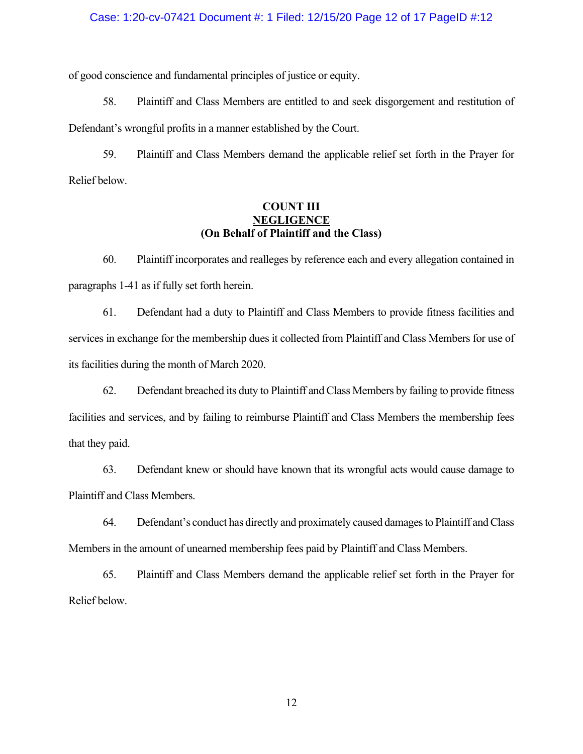of good conscience and fundamental principles of justice or equity.

58. Plaintiff and Class Members are entitled to and seek disgorgement and restitution of Defendant's wrongful profits in a manner established by the Court.

59. Plaintiff and Class Members demand the applicable relief set forth in the Prayer for Relief below.

**COUNT III**
**NEGLIGENCE**
**(On Behalf of Plaintiff and the Class)**

60. Plaintiff incorporates and realleges by reference each and every allegation contained in paragraphs 1-41 as if fully set forth herein.

61. Defendant had a duty to Plaintiff and Class Members to provide fitness facilities and services in exchange for the membership dues it collected from Plaintiff and Class Members for use of its facilities during the month of March 2020.

62. Defendant breached its duty to Plaintiff and Class Members by failing to provide fitness facilities and services, and by failing to reimburse Plaintiff and Class Members the membership fees that they paid.

63. Defendant knew or should have known that its wrongful acts would cause damage to Plaintiff and Class Members.

64. Defendant's conduct has directly and proximately caused damages to Plaintiff and Class Members in the amount of unearned membership fees paid by Plaintiff and Class Members.

65. Plaintiff and Class Members demand the applicable relief set forth in the Prayer for Relief below.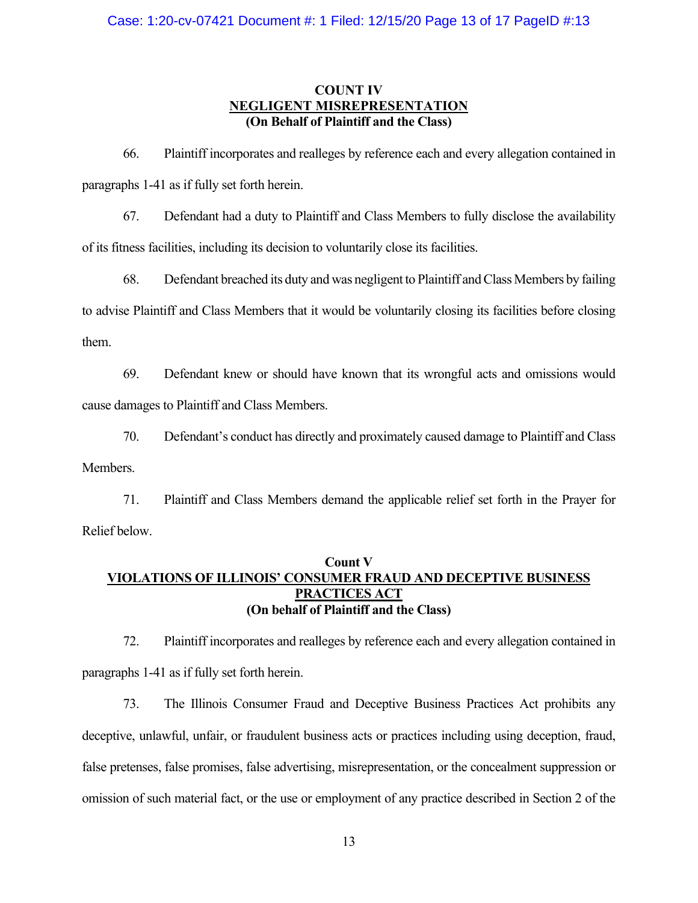**COUNT IV**
**NEGLIGENT MISREPRESENTATION**
**(On Behalf of Plaintiff and the Class)**

66. Plaintiff incorporates and realleges by reference each and every allegation contained in paragraphs 1-41 as if fully set forth herein.

67. Defendant had a duty to Plaintiff and Class Members to fully disclose the availability of its fitness facilities, including its decision to voluntarily close its facilities.

68. Defendant breached its duty and was negligent to Plaintiff and Class Members by failing to advise Plaintiff and Class Members that it would be voluntarily closing its facilities before closing them.

69. Defendant knew or should have known that its wrongful acts and omissions would cause damages to Plaintiff and Class Members.

70. Defendant's conduct has directly and proximately caused damage to Plaintiff and Class Members.

71. Plaintiff and Class Members demand the applicable relief set forth in the Prayer for Relief below.

**Count V**
**VIOLATIONS OF ILLINOIS' CONSUMER FRAUD AND DECEPTIVE BUSINESS PRACTICES ACT**
**(On behalf of Plaintiff and the Class)**

72. Plaintiff incorporates and realleges by reference each and every allegation contained in paragraphs 1-41 as if fully set forth herein.

73. The Illinois Consumer Fraud and Deceptive Business Practices Act prohibits any deceptive, unlawful, unfair, or fraudulent business acts or practices including using deception, fraud, false pretenses, false promises, false advertising, misrepresentation, or the concealment suppression or omission of such material fact, or the use or employment of any practice described in Section 2 of the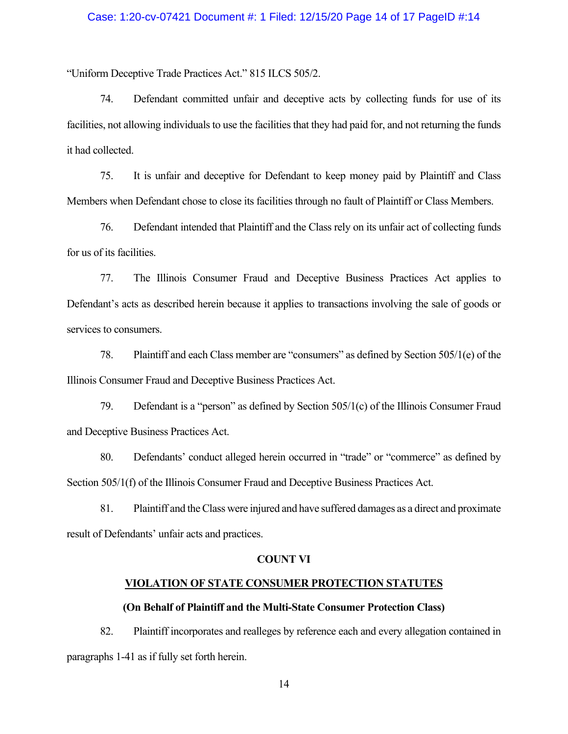"Uniform Deceptive Trade Practices Act." 815 ILCS 505/2.

74. Defendant committed unfair and deceptive acts by collecting funds for use of its facilities, not allowing individuals to use the facilities that they had paid for, and not returning the funds it had collected.

75. It is unfair and deceptive for Defendant to keep money paid by Plaintiff and Class Members when Defendant chose to close its facilities through no fault of Plaintiff or Class Members.

76. Defendant intended that Plaintiff and the Class rely on its unfair act of collecting funds for us of its facilities.

77. The Illinois Consumer Fraud and Deceptive Business Practices Act applies to Defendant's acts as described herein because it applies to transactions involving the sale of goods or services to consumers.

78. Plaintiff and each Class member are "consumers" as defined by Section 505/1(e) of the Illinois Consumer Fraud and Deceptive Business Practices Act.

79. Defendant is a "person" as defined by Section 505/1(c) of the Illinois Consumer Fraud and Deceptive Business Practices Act.

80. Defendants' conduct alleged herein occurred in "trade" or "commerce" as defined by Section 505/1(f) of the Illinois Consumer Fraud and Deceptive Business Practices Act.

81. Plaintiff and the Class were injured and have suffered damages as a direct and proximate result of Defendants' unfair acts and practices.

**COUNT VI**

**VIOLATION OF STATE CONSUMER PROTECTION STATUTES**

**(On Behalf of Plaintiff and the Multi-State Consumer Protection Class)**

82. Plaintiff incorporates and realleges by reference each and every allegation contained in paragraphs 1-41 as if fully set forth herein.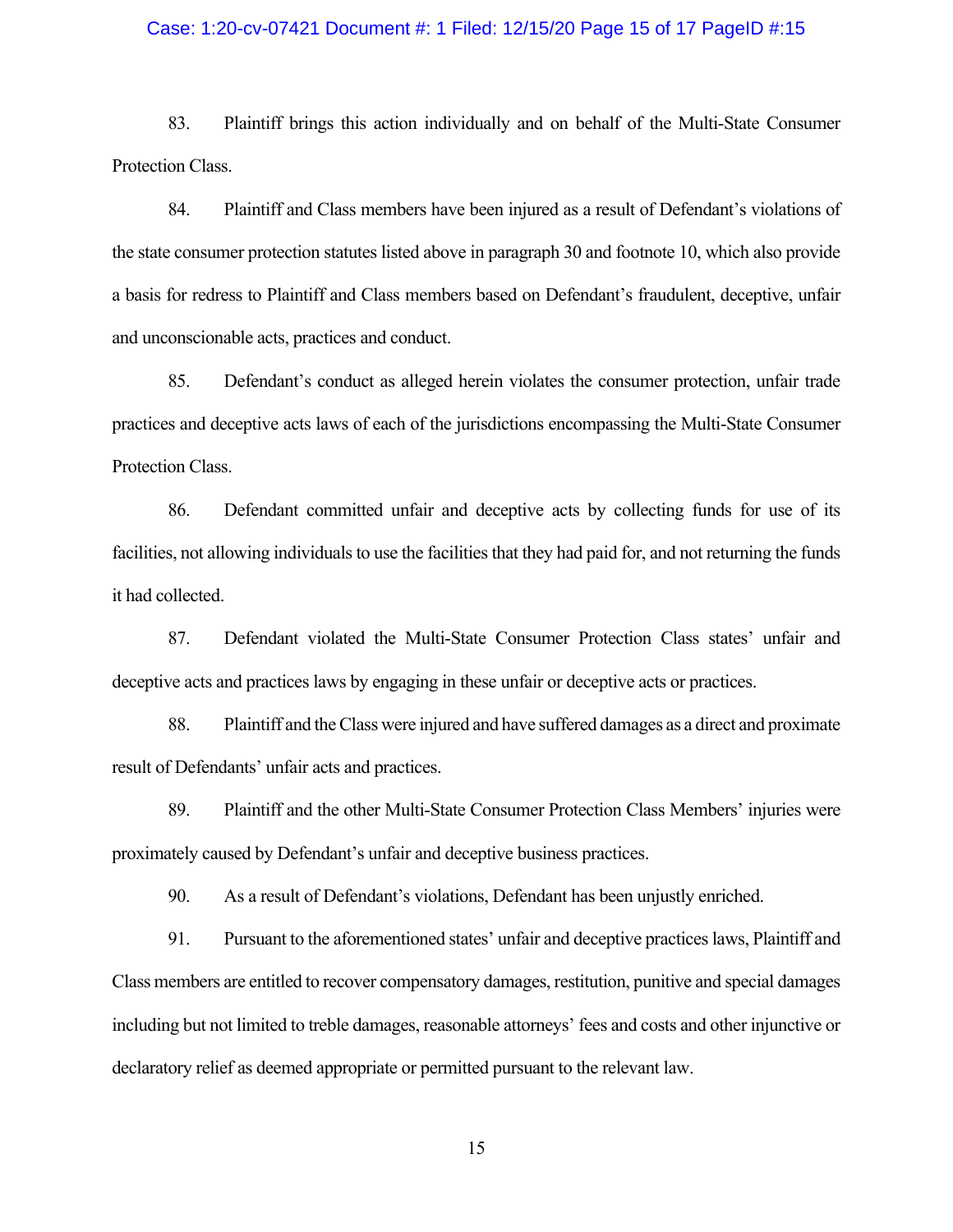83. Plaintiff brings this action individually and on behalf of the Multi-State Consumer Protection Class.

84. Plaintiff and Class members have been injured as a result of Defendant's violations of the state consumer protection statutes listed above in paragraph 30 and footnote 10, which also provide a basis for redress to Plaintiff and Class members based on Defendant's fraudulent, deceptive, unfair and unconscionable acts, practices and conduct.

85. Defendant's conduct as alleged herein violates the consumer protection, unfair trade practices and deceptive acts laws of each of the jurisdictions encompassing the Multi-State Consumer Protection Class.

86. Defendant committed unfair and deceptive acts by collecting funds for use of its facilities, not allowing individuals to use the facilities that they had paid for, and not returning the funds it had collected.

87. Defendant violated the Multi-State Consumer Protection Class states' unfair and deceptive acts and practices laws by engaging in these unfair or deceptive acts or practices.

88. Plaintiff and the Class were injured and have suffered damages as a direct and proximate result of Defendants' unfair acts and practices.

89. Plaintiff and the other Multi-State Consumer Protection Class Members' injuries were proximately caused by Defendant's unfair and deceptive business practices.

90. As a result of Defendant's violations, Defendant has been unjustly enriched.

91. Pursuant to the aforementioned states' unfair and deceptive practices laws, Plaintiff and Class members are entitled to recover compensatory damages, restitution, punitive and special damages including but not limited to treble damages, reasonable attorneys' fees and costs and other injunctive or declaratory relief as deemed appropriate or permitted pursuant to the relevant law.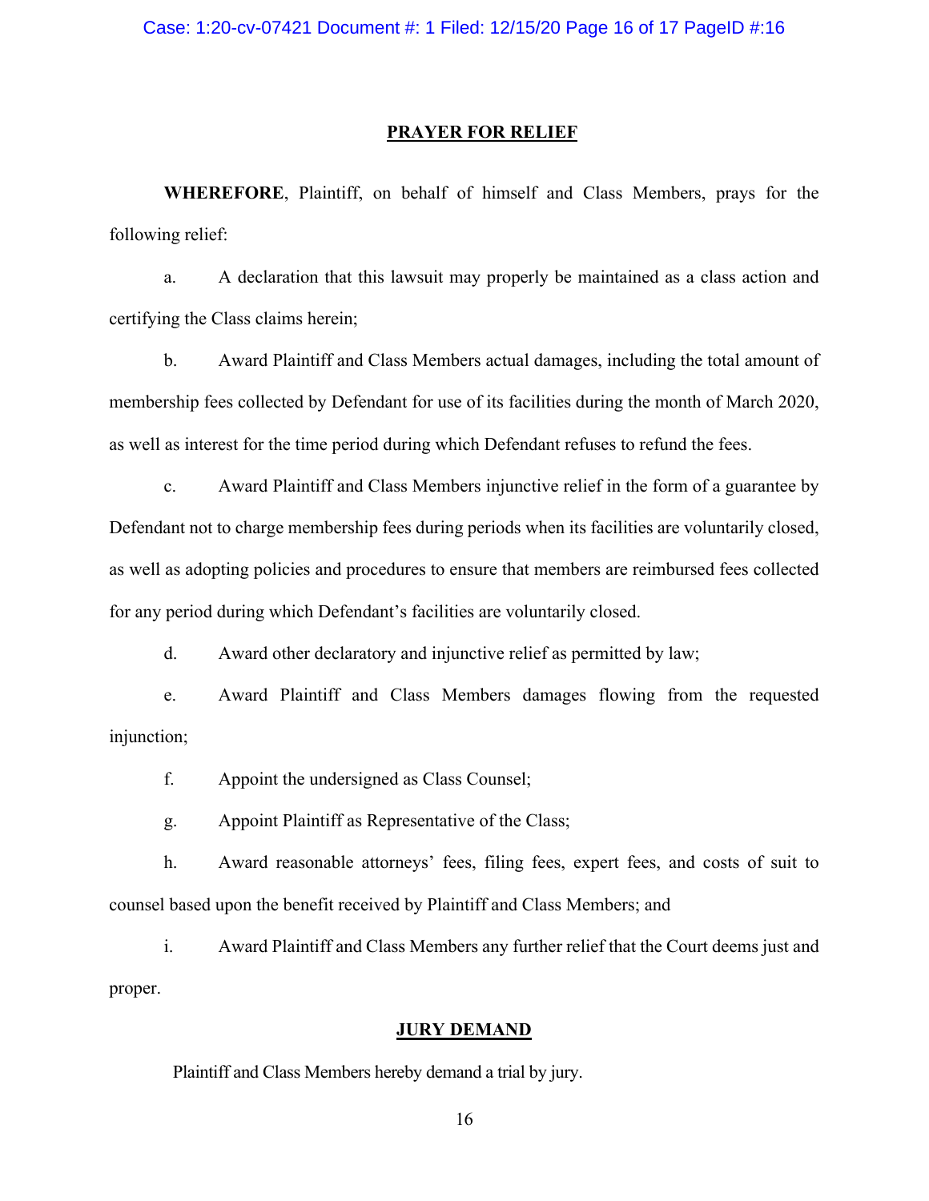## PRAYER FOR RELIEF

**WHEREFORE**, Plaintiff, on behalf of himself and Class Members, prays for the following relief:

a. A declaration that this lawsuit may properly be maintained as a class action and certifying the Class claims herein;

b. Award Plaintiff and Class Members actual damages, including the total amount of membership fees collected by Defendant for use of its facilities during the month of March 2020, as well as interest for the time period during which Defendant refuses to refund the fees.

c. Award Plaintiff and Class Members injunctive relief in the form of a guarantee by Defendant not to charge membership fees during periods when its facilities are voluntarily closed, as well as adopting policies and procedures to ensure that members are reimbursed fees collected for any period during which Defendant's facilities are voluntarily closed.

d. Award other declaratory and injunctive relief as permitted by law;

e. Award Plaintiff and Class Members damages flowing from the requested injunction;

f. Appoint the undersigned as Class Counsel;

g. Appoint Plaintiff as Representative of the Class;

h. Award reasonable attorneys' fees, filing fees, expert fees, and costs of suit to counsel based upon the benefit received by Plaintiff and Class Members; and

i. Award Plaintiff and Class Members any further relief that the Court deems just and proper.

## JURY DEMAND

Plaintiff and Class Members hereby demand a trial by jury.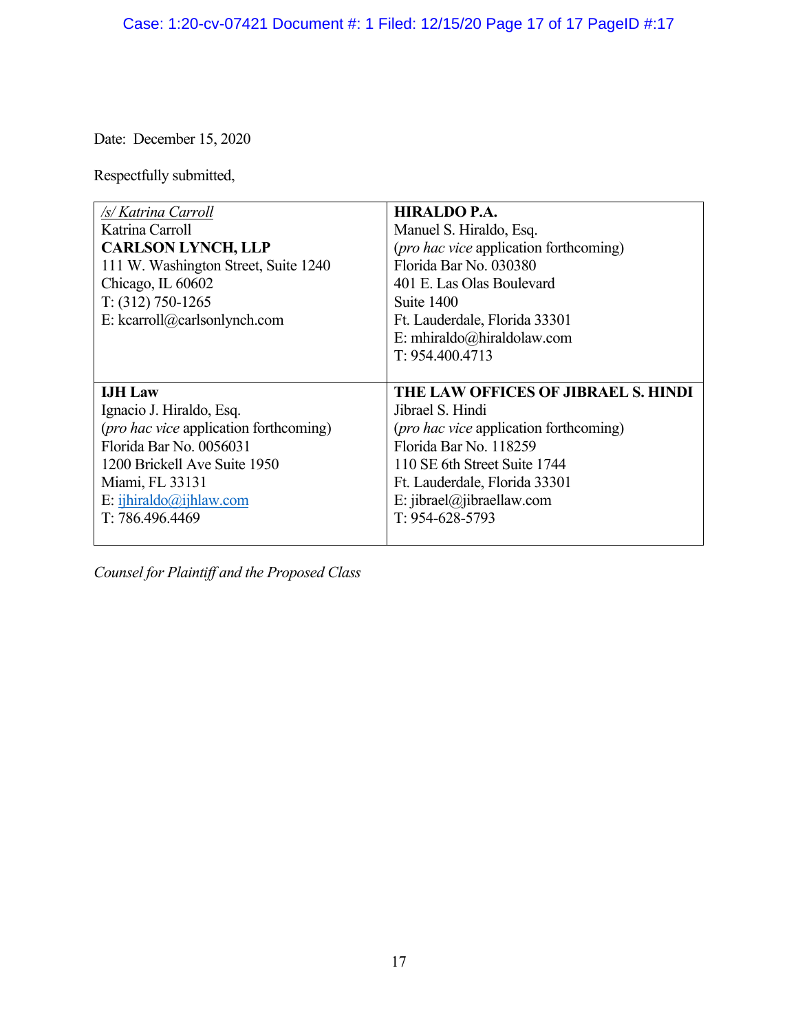Date: December 15, 2020

Respectfully submitted,

| | |
|---|---|
| */s/ Katrina Carroll*<br>Katrina Carroll<br>**CARLSON LYNCH, LLP**<br>111 W. Washington Street, Suite 1240<br>Chicago, IL 60602<br>T: (312) 750-1265<br>E: kcarroll@carlsonlynch.com | **HIRALDO P.A.**<br>Manuel S. Hiraldo, Esq.<br>(*pro hac vice* application forthcoming)<br>Florida Bar No. 030380<br>401 E. Las Olas Boulevard<br>Suite 1400<br>Ft. Lauderdale, Florida 33301<br>E: mhiraldo@hiraldolaw.com<br>T: 954.400.4713 |
| **IJH Law**<br>Ignacio J. Hiraldo, Esq.<br>(*pro hac vice* application forthcoming)<br>Florida Bar No. 0056031<br>1200 Brickell Ave Suite 1950<br>Miami, FL 33131<br>E: ijhiraldo@ijhlaw.com<br>T: 786.496.4469 | **THE LAW OFFICES OF JIBRAEL S. HINDI**<br>Jibrael S. Hindi<br>(*pro hac vice* application forthcoming)<br>Florida Bar No. 118259<br>110 SE 6th Street Suite 1744<br>Ft. Lauderdale, Florida 33301<br>E: jibrael@jibraellaw.com<br>T: 954-628-5793 |

*Counsel for Plaintiff and the Proposed Class*